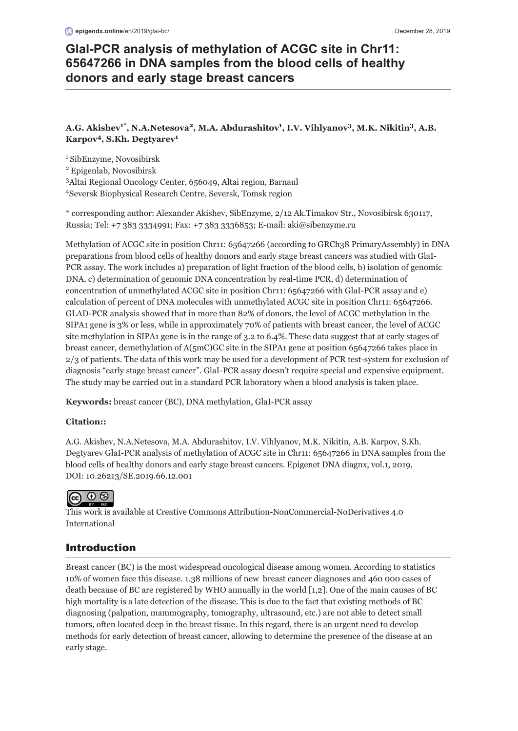# GlaI-PCR analysis of methylation of ACGC site in Chr11: 65647266 in DNA samples from the blood cells of healthy donors and early stage breast cancers

**A.G. Akishev[1*], N.A.Netesova[2], M.A. Abdurashitov[1], I.V. Vihlyanov[3], M.K. Nikitin[3], A.B. Karpov[4], S.Kh. Degtyarev[1]**

[1] SibEnzyme, Novosibirsk
[2] Epigenlab, Novosibirsk
[3] Altai Regional Oncology Center, 656049, Altai region, Barnaul
[4] Seversk Biophysical Research Centre, Seversk, Tomsk region

* corresponding author: Alexander Akishev, SibEnzyme, 2/12 Ak.Timakov Str., Novosibirsk 630117, Russia; Tel: +7 383 3334991; Fax: +7 383 3336853; E-mail: aki@sibenzyme.ru

Methylation of ACGC site in position Chr11: 65647266 (according to GRCh38 PrimaryAssembly) in DNA preparations from blood cells of healthy donors and early stage breast cancers was studied with GlaI-PCR assay. The work includes a) preparation of light fraction of the blood cells, b) isolation of genomic DNA, c) determination of genomic DNA concentration by real-time PCR, d) determination of concentration of unmethylated ACGC site in position Chr11: 65647266 with GlaI-PCR assay and e) calculation of percent of DNA molecules with unmethylated ACGC site in position Chr11: 65647266. GLAD-PCR analysis showed that in more than 82% of donors, the level of ACGC methylation in the SIPA1 gene is 3% or less, while in approximately 70% of patients with breast cancer, the level of ACGC site methylation in SIPA1 gene is in the range of 3.2 to 6.4%. These data suggest that at early stages of breast cancer, demethylation of A(5mC)GC site in the SIPA1 gene at position 65647266 takes place in 2/3 of patients. The data of this work may be used for a development of PCR test-system for exclusion of diagnosis "early stage breast cancer". GlaI-PCR assay doesn't require special and expensive equipment. The study may be carried out in a standard PCR laboratory when a blood analysis is taken place.

**Keywords:** breast cancer (BC), DNA methylation, GlaI-PCR assay

**Citation::**

A.G. Akishev, N.A.Netesova, M.A. Abdurashitov, I.V. Vihlyanov, M.K. Nikitin, A.B. Karpov, S.Kh. Degtyarev GlaI-PCR analysis of methylation of ACGC site in Chr11: 65647266 in DNA samples from the blood cells of healthy donors and early stage breast cancers. Epigenet DNA diagnx, vol.1, 2019, DOI: 10.26213/SE.2019.66.12.001

This work is available at Creative Commons Attribution-NonCommercial-NoDerivatives 4.0 International

## Introduction

Breast cancer (BC) is the most widespread oncological disease among women. According to statistics 10% of women face this disease. 1.38 millions of new breast cancer diagnoses and 460 000 cases of death because of BC are registered by WHO annually in the world [1,2]. One of the main causes of BC high mortality is a late detection of the disease. This is due to the fact that existing methods of BC diagnosing (palpation, mammography, tomography, ultrasound, etc.) are not able to detect small tumors, often located deep in the breast tissue. In this regard, there is an urgent need to develop methods for early detection of breast cancer, allowing to determine the presence of the disease at an early stage.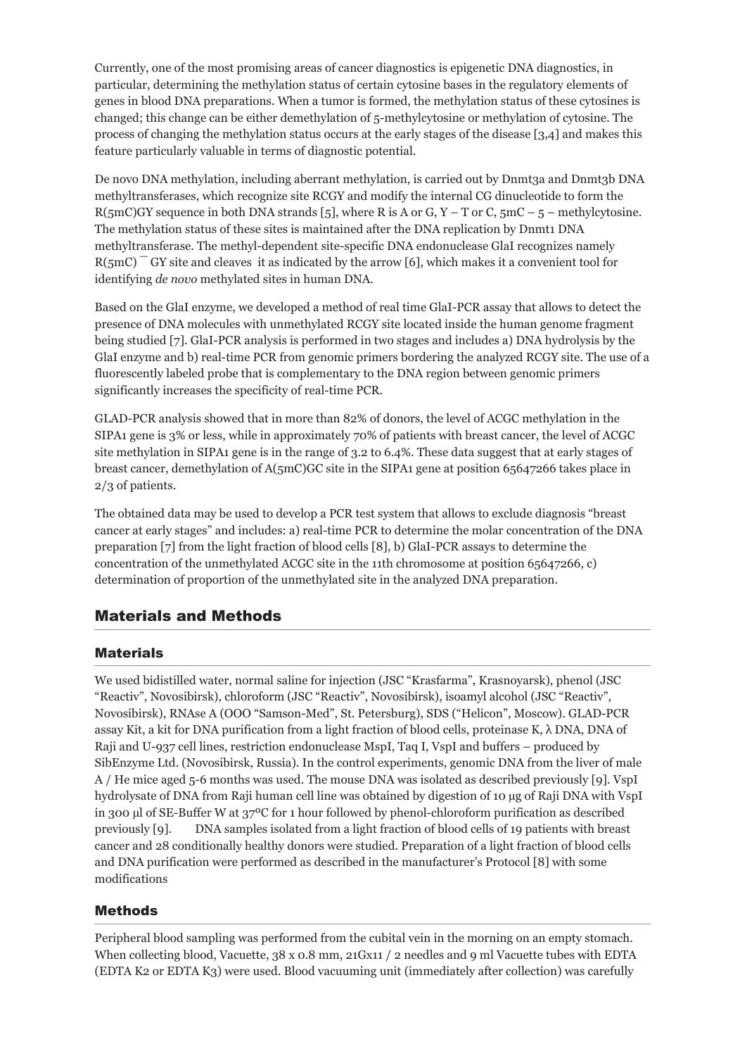Currently, one of the most promising areas of cancer diagnostics is epigenetic DNA diagnostics, in particular, determining the methylation status of certain cytosine bases in the regulatory elements of genes in blood DNA preparations. When a tumor is formed, the methylation status of these cytosines is changed; this change can be either demethylation of 5-methylcytosine or methylation of cytosine. The process of changing the methylation status occurs at the early stages of the disease [3,4] and makes this feature particularly valuable in terms of diagnostic potential.

De novo DNA methylation, including aberrant methylation, is carried out by Dnmt3a and Dnmt3b DNA methyltransferases, which recognize site RCGY and modify the internal CG dinucleotide to form the R(5mC)GY sequence in both DNA strands [5], where R is A or G, Y – T or C, 5mC – 5 – methylcytosine. The methylation status of these sites is maintained after the DNA replication by Dnmt1 DNA methyltransferase. The methyl-dependent site-specific DNA endonuclease GlaI recognizes namely R(5mC) ^ GY site and cleaves it as indicated by the arrow [6], which makes it a convenient tool for identifying *de novo* methylated sites in human DNA.

Based on the GlaI enzyme, we developed a method of real time GlaI-PCR assay that allows to detect the presence of DNA molecules with unmethylated RCGY site located inside the human genome fragment being studied [7]. GlaI-PCR analysis is performed in two stages and includes a) DNA hydrolysis by the GlaI enzyme and b) real-time PCR from genomic primers bordering the analyzed RCGY site. The use of a fluorescently labeled probe that is complementary to the DNA region between genomic primers significantly increases the specificity of real-time PCR.

GLAD-PCR analysis showed that in more than 82% of donors, the level of ACGC methylation in the SIPA1 gene is 3% or less, while in approximately 70% of patients with breast cancer, the level of ACGC site methylation in SIPA1 gene is in the range of 3.2 to 6.4%. These data suggest that at early stages of breast cancer, demethylation of A(5mC)GC site in the SIPA1 gene at position 65647266 takes place in 2/3 of patients.

The obtained data may be used to develop a PCR test system that allows to exclude diagnosis "breast cancer at early stages" and includes: a) real-time PCR to determine the molar concentration of the DNA preparation [7] from the light fraction of blood cells [8], b) GlaI-PCR assays to determine the concentration of the unmethylated ACGC site in the 11th chromosome at position 65647266, c) determination of proportion of the unmethylated site in the analyzed DNA preparation.

## Materials and Methods

### Materials

We used bidistilled water, normal saline for injection (JSC "Krasfarma", Krasnoyarsk), phenol (JSC "Reactiv", Novosibirsk), chloroform (JSC "Reactiv", Novosibirsk), isoamyl alcohol (JSC "Reactiv", Novosibirsk), RNAse A (OOO "Samson-Med", St. Petersburg), SDS ("Helicon", Moscow). GLAD-PCR assay Kit, a kit for DNA purification from a light fraction of blood cells, proteinase K, λ DNA, DNA of Raji and U-937 cell lines, restriction endonuclease MspI, Taq I, VspI and buffers – produced by SibEnzyme Ltd. (Novosibirsk, Russia). In the control experiments, genomic DNA from the liver of male A / He mice aged 5-6 months was used. The mouse DNA was isolated as described previously [9]. VspI hydrolysate of DNA from Raji human cell line was obtained by digestion of 10 μg of Raji DNA with VspI in 300 μl of SE-Buffer W at 37°C for 1 hour followed by phenol-chloroform purification as described previously [9]. DNA samples isolated from a light fraction of blood cells of 19 patients with breast cancer and 28 conditionally healthy donors were studied. Preparation of a light fraction of blood cells and DNA purification were performed as described in the manufacturer's Protocol [8] with some modifications

### Methods

Peripheral blood sampling was performed from the cubital vein in the morning on an empty stomach. When collecting blood, Vacuette, 38 x 0.8 mm, 21Gx11 / 2 needles and 9 ml Vacuette tubes with EDTA (EDTA K2 or EDTA K3) were used. Blood vacuuming unit (immediately after collection) was carefully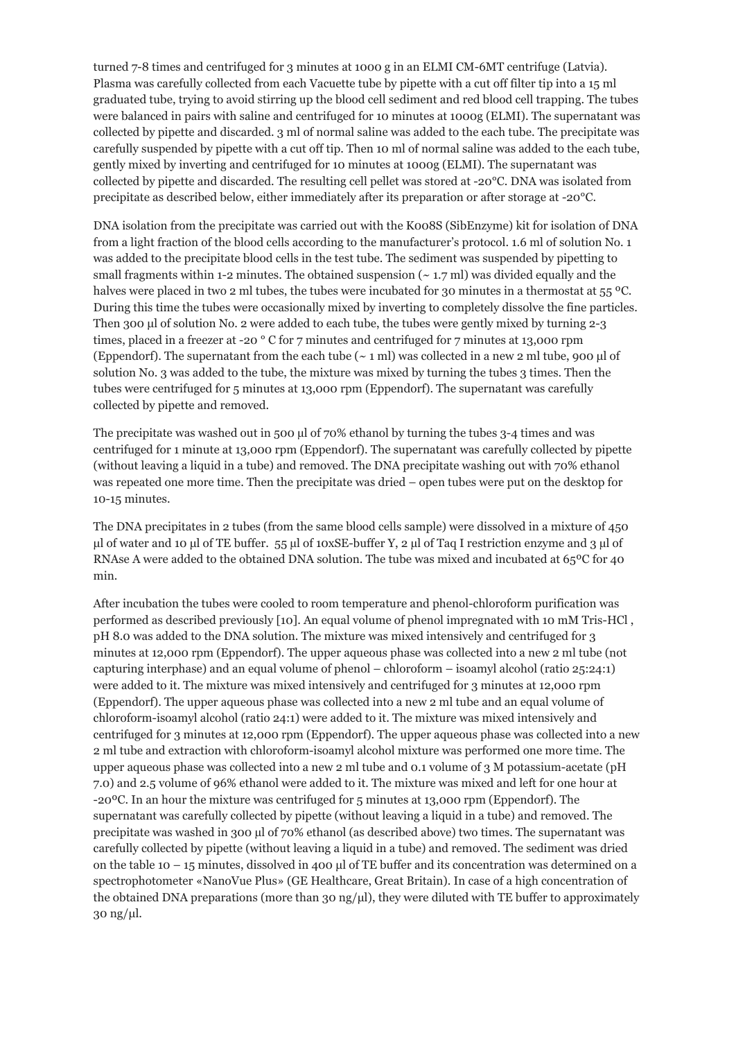turned 7-8 times and centrifuged for 3 minutes at 1000 g in an ELMI CM-6MT centrifuge (Latvia). Plasma was carefully collected from each Vacuette tube by pipette with a cut off filter tip into a 15 ml graduated tube, trying to avoid stirring up the blood cell sediment and red blood cell trapping. The tubes were balanced in pairs with saline and centrifuged for 10 minutes at 1000g (ELMI). The supernatant was collected by pipette and discarded. 3 ml of normal saline was added to the each tube. The precipitate was carefully suspended by pipette with a cut off tip. Then 10 ml of normal saline was added to the each tube, gently mixed by inverting and centrifuged for 10 minutes at 1000g (ELMI). The supernatant was collected by pipette and discarded. The resulting cell pellet was stored at -20°C. DNA was isolated from precipitate as described below, either immediately after its preparation or after storage at -20°C.

DNA isolation from the precipitate was carried out with the K008S (SibEnzyme) kit for isolation of DNA from a light fraction of the blood cells according to the manufacturer's protocol. 1.6 ml of solution No. 1 was added to the precipitate blood cells in the test tube. The sediment was suspended by pipetting to small fragments within 1-2 minutes. The obtained suspension (~ 1.7 ml) was divided equally and the halves were placed in two 2 ml tubes, the tubes were incubated for 30 minutes in a thermostat at 55 ºC. During this time the tubes were occasionally mixed by inverting to completely dissolve the fine particles. Then 300 µl of solution No. 2 were added to each tube, the tubes were gently mixed by turning 2-3 times, placed in a freezer at -20 ° C for 7 minutes and centrifuged for 7 minutes at 13,000 rpm (Eppendorf). The supernatant from the each tube (~ 1 ml) was collected in a new 2 ml tube, 900 µl of solution No. 3 was added to the tube, the mixture was mixed by turning the tubes 3 times. Then the tubes were centrifuged for 5 minutes at 13,000 rpm (Eppendorf). The supernatant was carefully collected by pipette and removed.

The precipitate was washed out in 500 µl of 70% ethanol by turning the tubes 3-4 times and was centrifuged for 1 minute at 13,000 rpm (Eppendorf). The supernatant was carefully collected by pipette (without leaving a liquid in a tube) and removed. The DNA precipitate washing out with 70% ethanol was repeated one more time. Then the precipitate was dried – open tubes were put on the desktop for 10-15 minutes.

The DNA precipitates in 2 tubes (from the same blood cells sample) were dissolved in a mixture of 450 µl of water and 10 µl of TE buffer. 55 µl of 10xSE-buffer Y, 2 µl of Taq I restriction enzyme and 3 µl of RNAse A were added to the obtained DNA solution. The tube was mixed and incubated at 65ºC for 40 min.

After incubation the tubes were cooled to room temperature and phenol-chloroform purification was performed as described previously [10]. An equal volume of phenol impregnated with 10 mM Tris-HCl , pH 8.0 was added to the DNA solution. The mixture was mixed intensively and centrifuged for 3 minutes at 12,000 rpm (Eppendorf). The upper aqueous phase was collected into a new 2 ml tube (not capturing interphase) and an equal volume of phenol – chloroform – isoamyl alcohol (ratio 25:24:1) were added to it. The mixture was mixed intensively and centrifuged for 3 minutes at 12,000 rpm (Eppendorf). The upper aqueous phase was collected into a new 2 ml tube and an equal volume of chloroform-isoamyl alcohol (ratio 24:1) were added to it. The mixture was mixed intensively and centrifuged for 3 minutes at 12,000 rpm (Eppendorf). The upper aqueous phase was collected into a new 2 ml tube and extraction with chloroform-isoamyl alcohol mixture was performed one more time. The upper aqueous phase was collected into a new 2 ml tube and 0.1 volume of 3 M potassium-acetate (pH 7.0) and 2.5 volume of 96% ethanol were added to it. The mixture was mixed and left for one hour at -20ºC. In an hour the mixture was centrifuged for 5 minutes at 13,000 rpm (Eppendorf). The supernatant was carefully collected by pipette (without leaving a liquid in a tube) and removed. The precipitate was washed in 300 µl of 70% ethanol (as described above) two times. The supernatant was carefully collected by pipette (without leaving a liquid in a tube) and removed. The sediment was dried on the table 10 – 15 minutes, dissolved in 400 µl of TE buffer and its concentration was determined on a spectrophotometer «NanoVue Plus» (GE Healthcare, Great Britain). In case of a high concentration of the obtained DNA preparations (more than 30 ng/µl), they were diluted with TE buffer to approximately 30 ng/µl.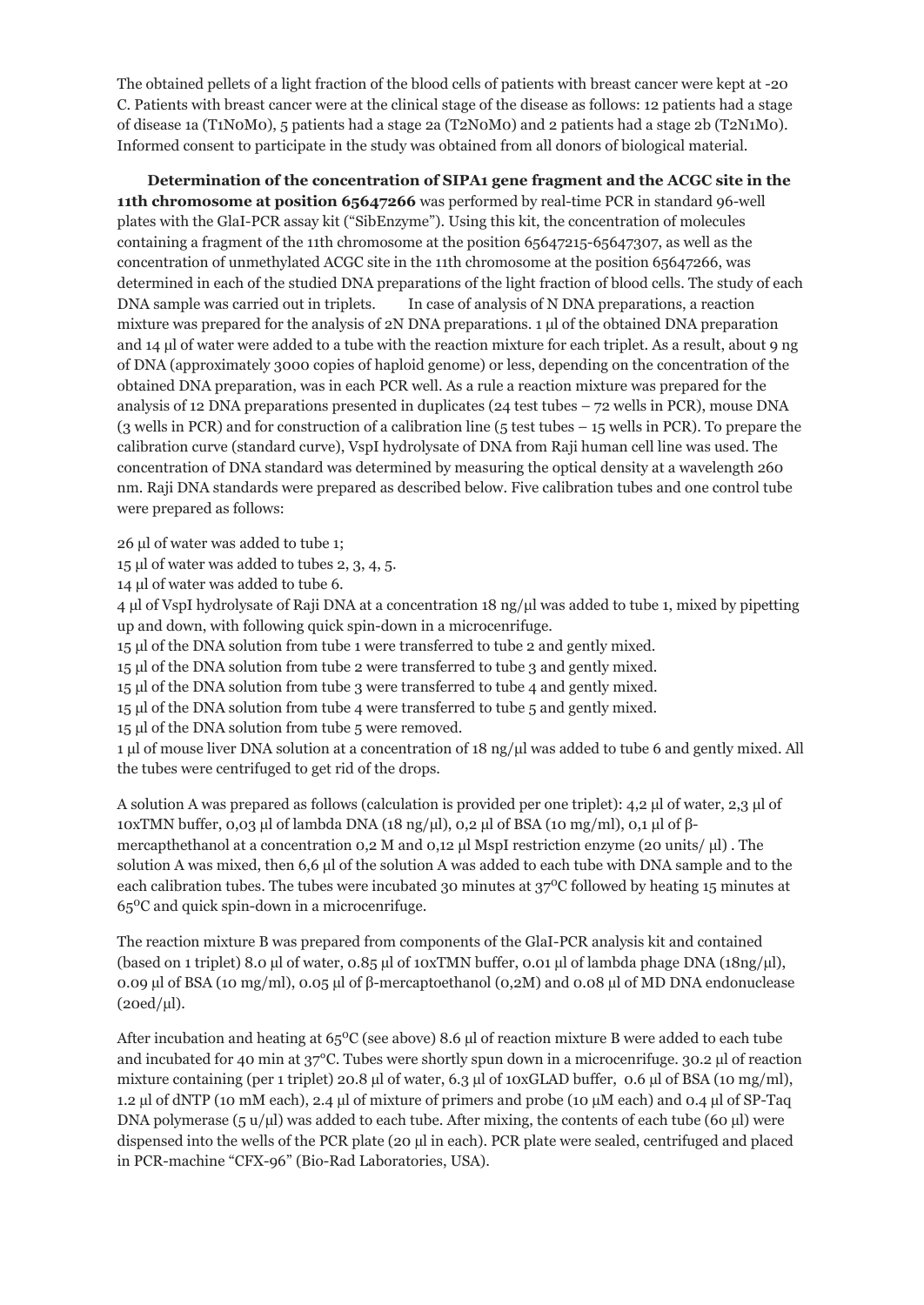The obtained pellets of a light fraction of the blood cells of patients with breast cancer were kept at -20 C. Patients with breast cancer were at the clinical stage of the disease as follows: 12 patients had a stage of disease 1a (T1N0M0), 5 patients had a stage 2a (T2N0M0) and 2 patients had a stage 2b (T2N1M0). Informed consent to participate in the study was obtained from all donors of biological material.

**Determination of the concentration of SIPA1 gene fragment and the ACGC site in the 11th chromosome at position 65647266** was performed by real-time PCR in standard 96-well plates with the GlaI-PCR assay kit ("SibEnzyme"). Using this kit, the concentration of molecules containing a fragment of the 11th chromosome at the position 65647215-65647307, as well as the concentration of unmethylated ACGC site in the 11th chromosome at the position 65647266, was determined in each of the studied DNA preparations of the light fraction of blood cells. The study of each DNA sample was carried out in triplets. In case of analysis of N DNA preparations, a reaction mixture was prepared for the analysis of 2N DNA preparations. 1 µl of the obtained DNA preparation and 14 µl of water were added to a tube with the reaction mixture for each triplet. As a result, about 9 ng of DNA (approximately 3000 copies of haploid genome) or less, depending on the concentration of the obtained DNA preparation, was in each PCR well. As a rule a reaction mixture was prepared for the analysis of 12 DNA preparations presented in duplicates (24 test tubes – 72 wells in PCR), mouse DNA (3 wells in PCR) and for construction of a calibration line (5 test tubes – 15 wells in PCR). To prepare the calibration curve (standard curve), VspI hydrolysate of DNA from Raji human cell line was used. The concentration of DNA standard was determined by measuring the optical density at a wavelength 260 nm. Raji DNA standards were prepared as described below. Five calibration tubes and one control tube were prepared as follows:

26 µl of water was added to tube 1;
15 µl of water was added to tubes 2, 3, 4, 5.
14 µl of water was added to tube 6.
4 µl of VspI hydrolysate of Raji DNA at a concentration 18 ng/µl was added to tube 1, mixed by pipetting up and down, with following quick spin-down in a microcenrifuge.
15 µl of the DNA solution from tube 1 were transferred to tube 2 and gently mixed.
15 µl of the DNA solution from tube 2 were transferred to tube 3 and gently mixed.
15 µl of the DNA solution from tube 3 were transferred to tube 4 and gently mixed.
15 µl of the DNA solution from tube 4 were transferred to tube 5 and gently mixed.
15 µl of the DNA solution from tube 5 were removed.
1 µl of mouse liver DNA solution at a concentration of 18 ng/µl was added to tube 6 and gently mixed. All the tubes were centrifuged to get rid of the drops.

A solution A was prepared as follows (calculation is provided per one triplet): 4,2 µl of water, 2,3 µl of 10xTMN buffer, 0,03 µl of lambda DNA (18 ng/µl), 0,2 µl of BSA (10 mg/ml), 0,1 µl of β-mercapthethanol at a concentration 0,2 M and 0,12 µl MspI restriction enzyme (20 units/ µl) . The solution A was mixed, then 6,6 µl of the solution A was added to each tube with DNA sample and to the each calibration tubes. The tubes were incubated 30 minutes at 37$^{0}$C followed by heating 15 minutes at 65$^{0}$C and quick spin-down in a microcenrifuge.

The reaction mixture B was prepared from components of the GlaI-PCR analysis kit and contained (based on 1 triplet) 8.0 µl of water, 0.85 µl of 10xTMN buffer, 0.01 µl of lambda phage DNA (18ng/µl), 0.09 µl of BSA (10 mg/ml), 0.05 µl of β-mercaptoethanol (0,2M) and 0.08 µl of MD DNA endonuclease (20ed/µl).

After incubation and heating at 65$^{0}$C (see above) 8.6 µl of reaction mixture B were added to each tube and incubated for 40 min at 37$^{o}$C. Tubes were shortly spun down in a microcenrifuge. 30.2 µl of reaction mixture containing (per 1 triplet) 20.8 µl of water, 6.3 µl of 10xGLAD buffer, 0.6 µl of BSA (10 mg/ml), 1.2 µl of dNTP (10 mM each), 2.4 µl of mixture of primers and probe (10 µM each) and 0.4 µl of SP-Taq DNA polymerase (5 u/µl) was added to each tube. After mixing, the contents of each tube (60 µl) were dispensed into the wells of the PCR plate (20 µl in each). PCR plate were sealed, centrifuged and placed in PCR-machine "CFX-96" (Bio-Rad Laboratories, USA).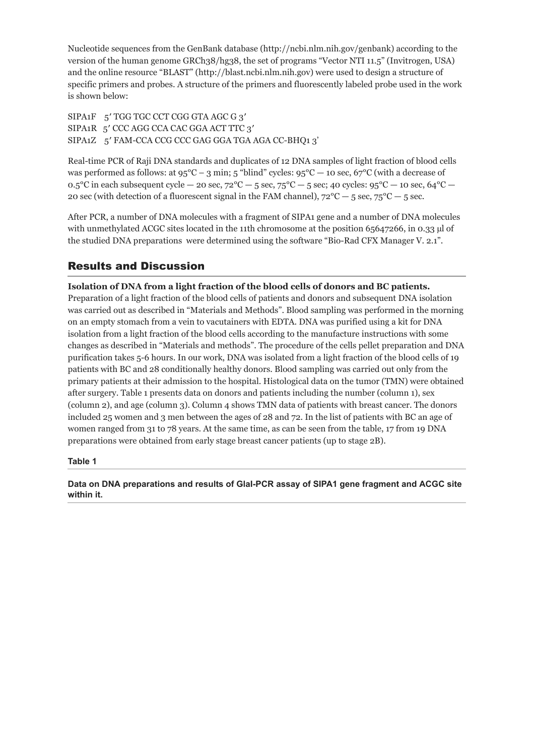Nucleotide sequences from the GenBank database (http://ncbi.nlm.nih.gov/genbank) according to the version of the human genome GRCh38/hg38, the set of programs "Vector NTI 11.5" (Invitrogen, USA) and the online resource "BLAST" (http://blast.ncbi.nlm.nih.gov) were used to design a structure of specific primers and probes. A structure of the primers and fluorescently labeled probe used in the work is shown below:

SIPA1F 5′ TGG TGC CCT CGG GTA AGC G 3′
SIPA1R 5′ CCC AGG CCA CAC GGA ACT TTC 3′
SIPA1Z 5′ FAM-CCA CCG CCC GAG GGA TGA AGA CC-BHQ1 3'

Real-time PCR of Raji DNA standards and duplicates of 12 DNA samples of light fraction of blood cells was performed as follows: at 95°C – 3 min; 5 "blind" cycles: 95°C — 10 sec, 67°C (with a decrease of 0.5°C in each subsequent cycle — 20 sec, 72°C — 5 sec, 75°C — 5 sec; 40 cycles: 95°C — 10 sec, 64°C — 20 sec (with detection of a fluorescent signal in the FAM channel), 72°C — 5 sec, 75°C — 5 sec.

After PCR, a number of DNA molecules with a fragment of SIPA1 gene and a number of DNA molecules with unmethylated ACGC sites located in the 11th chromosome at the position 65647266, in 0.33 µl of the studied DNA preparations were determined using the software "Bio-Rad CFX Manager V. 2.1".

## Results and Discussion

**Isolation of DNA from a light fraction of the blood cells of donors and BC patients.** Preparation of a light fraction of the blood cells of patients and donors and subsequent DNA isolation was carried out as described in "Materials and Methods". Blood sampling was performed in the morning on an empty stomach from a vein to vacutainers with EDTA. DNA was purified using a kit for DNA isolation from a light fraction of the blood cells according to the manufacture instructions with some changes as described in "Materials and methods". The procedure of the cells pellet preparation and DNA purification takes 5-6 hours. In our work, DNA was isolated from a light fraction of the blood cells of 19 patients with BC and 28 conditionally healthy donors. Blood sampling was carried out only from the primary patients at their admission to the hospital. Histological data on the tumor (TMN) were obtained after surgery. Table 1 presents data on donors and patients including the number (column 1), sex (column 2), and age (column 3). Column 4 shows TMN data of patients with breast cancer. The donors included 25 women and 3 men between the ages of 28 and 72. In the list of patients with BC an age of women ranged from 31 to 78 years. At the same time, as can be seen from the table, 17 from 19 DNA preparations were obtained from early stage breast cancer patients (up to stage 2B).

**Table 1**

**Data on DNA preparations and results of GlaI-PCR assay of SIPA1 gene fragment and ACGC site within it.**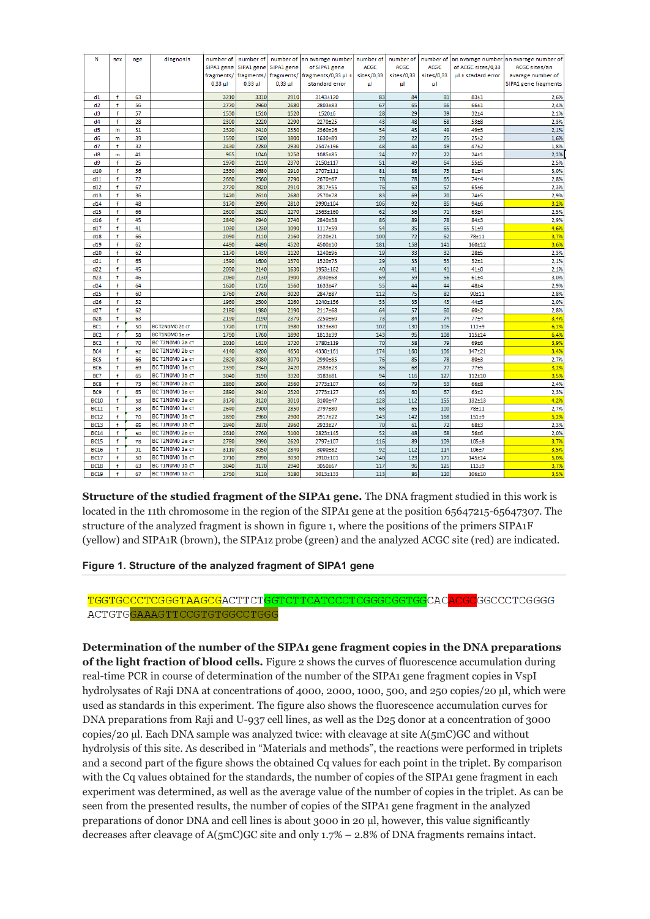| N | sex | age | diagnosis | number of SIPA1 gene fragments/ 0,33 µl | number of SIPA1 gene fragments/ 0,33 µl | number of SIPA1 gene fragments/ 0,33 µl | an avarage number of SIPA1 gene fragments/0,33 µl ± standard error | number of ACGC sites/0,33 µl | number of ACGC sites/0,33 µl | number of ACGC sites/0,33 µl | an avarage number of ACGC sites/0,33 µl ± stadard error | an avarage number of ACGC sites/an avarage number of SIPA1 gene fragments |
|---|---|---|---|---|---|---|---|---|---|---|---|---|
| d1 | f | 63 | | 3210 | 3310 | 2910 | 3143±120 | 83 | 84 | 81 | 83±1 | 2,6% |
| d2 | f | 56 | | 2770 | 2960 | 2680 | 2803±83 | 67 | 65 | 66 | 66±1 | 2,4% |
| d3 | f | 57 | | 1530 | 1510 | 1520 | 1520±6 | 28 | 29 | 39 | 32±4 | 2,1% |
| d4 | f | 28 | | 2300 | 2220 | 2290 | 2270±25 | 43 | 48 | 68 | 53±8 | 2,3% |
| d5 | m | 31 | | 2320 | 2410 | 2350 | 2360±26 | 54 | 43 | 49 | 49±3 | 2,1% |
| d6 | m | 39 | | 1590 | 1500 | 1800 | 1630±89 | 29 | 22 | 25 | 25±2 | 1,6% |
| d7 | f | 32 | | 2430 | 2280 | 2930 | 2547±196 | 48 | 44 | 49 | 47±2 | 1,8% |
| d8 | m | 41 | | 965 | 1040 | 1250 | 1085±85 | 24 | 27 | 22 | 24±1 | 2,2% |
| d9 | f | 25 | | 1970 | 2110 | 2370 | 2150±117 | 51 | 49 | 64 | 55±5 | 2,5% |
| d10 | f | 56 | | 2530 | 2680 | 2910 | 2707±111 | 81 | 88 | 75 | 81±4 | 3,0% |
| d11 | f | 72 | | 2660 | 2560 | 2790 | 2670±67 | 78 | 78 | 65 | 74±4 | 2,8% |
| d12 | f | 67 | | 2720 | 2820 | 2910 | 2817±55 | 76 | 63 | 57 | 65±6 | 2,3% |
| d13 | f | 36 | | 2420 | 2610 | 2680 | 2570±78 | 83 | 69 | 70 | 74±5 | 2,9% |
| d14 | f | 48 | | 3170 | 2990 | 2810 | 2990±104 | 106 | 92 | 85 | 94±6 | 3,2% |
| d15 | f | 66 | | 2600 | 2820 | 2270 | 2563±160 | 62 | 56 | 71 | 63±4 | 2,5% |
| d16 | f | 45 | | 2840 | 2940 | 2740 | 2840±58 | 86 | 89 | 78 | 84±3 | 2,9% |
| d17 | f | 41 | | 1030 | 1230 | 1090 | 1117±59 | 54 | 35 | 65 | 51±9 | 4,6% |
| d18 | f | 66 | | 2090 | 2110 | 2160 | 2120±21 | 100 | 72 | 62 | 78±11 | 3,7% |
| d19 | f | 62 | | 4490 | 4490 | 4520 | 4500±10 | 181 | 158 | 141 | 160±12 | 3,6% |
| d20 | f | 62 | | 1170 | 1430 | 1120 | 1240±96 | 19 | 33 | 32 | 28±5 | 2,3% |
| d21 | f | 65 | | 1590 | 1600 | 1370 | 1520±75 | 29 | 33 | 33 | 32±1 | 2,1% |
| d22 | f | 45 | | 2090 | 2140 | 1630 | 1953±162 | 40 | 41 | 41 | 41±0 | 2,1% |
| d23 | f | 46 | | 2060 | 2130 | 1900 | 2030±68 | 69 | 59 | 56 | 61±4 | 3,0% |
| d24 | f | 64 | | 1620 | 1720 | 1560 | 1633±47 | 55 | 44 | 44 | 48±4 | 2,9% |
| d25 | f | 60 | | 2760 | 2760 | 3020 | 2847±87 | 112 | 75 | 82 | 90±11 | 2,8% |
| d26 | f | 52 | | 1960 | 2500 | 2260 | 2240±156 | 53 | 35 | 45 | 44±5 | 2,0% |
| d27 | f | 62 | | 2180 | 1980 | 2190 | 2117±68 | 64 | 57 | 60 | 60±2 | 2,8% |
| d28 | f | 63 | | 2190 | 2190 | 2370 | 2250±60 | 73 | 84 | 74 | 77±4 | 3,4% |
| BC1 | f | 50 | BC T2N1M0 2b cr | 1720 | 1770 | 1980 | 1823±80 | 102 | 130 | 105 | 112±9 | 6,2% |
| BC2 | f | 58 | BC T1N0M0 1a cr | 1790 | 1760 | 1890 | 1813±39 | 143 | 95 | 108 | 115±14 | 6,4% |
| BC2 | f | 70 | BC T2N0M0 2a cr | 2010 | 1610 | 1720 | 1780±119 | 70 | 58 | 79 | 69±6 | 3,9% |
| BC4 | f | 62 | BC T2N1M0 2b cr | 4140 | 4200 | 4650 | 4330±161 | 174 | 160 | 106 | 147±21 | 3,4% |
| BC5 | f | 66 | BC T2N0M0 2a cr | 2820 | 3080 | 3070 | 2990±85 | 76 | 85 | 78 | 80±3 | 2,7% |
| BC6 | f | 69 | BC T1N0M0 1a cr | 2390 | 2340 | 2420 | 2383±23 | 86 | 68 | 77 | 77±5 | 3,2% |
| BC7 | f | 65 | BC T1N0M0 1a cr | 3040 | 3190 | 3320 | 3183±81 | 94 | 116 | 127 | 112±10 | 3,5% |
| BC8 | f | 73 | BC T2N0M0 2a cr | 2860 | 2900 | 2560 | 2773±107 | 66 | 79 | 53 | 66±8 | 2,4% |
| BC9 | f | 65 | BC T1N0M0 1a cr | 2890 | 2910 | 2520 | 2773±127 | 63 | 60 | 67 | 63±2 | 2,3% |
| BC10 | f | 58 | BC T1N0M0 1a cr | 3170 | 3120 | 3010 | 3100±47 | 128 | 112 | 155 | 132±13 | 4,2% |
| BC11 | f | 58 | BC T1N0M0 1a cr | 2640 | 2900 | 2850 | 2797±80 | 68 | 65 | 100 | 78±11 | 2,7% |
| BC12 | f | 70 | BC T1N0M0 1a cr | 2890 | 2960 | 2900 | 2917±22 | 143 | 142 | 168 | 151±9 | 5,2% |
| BC13 | f | 65 | BC T1N0M0 1a cr | 2940 | 2870 | 2960 | 2923±27 | 70 | 61 | 72 | 68±3 | 2,3% |
| BC14 | f | 50 | BC T2N0M0 2a cr | 2610 | 2760 | 3100 | 2823±145 | 52 | 48 | 68 | 56±6 | 2,0% |
| BC15 | f | 78 | BC T2N0M0 2a cr | 2780 | 2990 | 2620 | 2797±107 | 116 | 89 | 109 | 105±8 | 3,7% |
| BC16 | f | 31 | BC T1N0M0 1a cr | 3110 | 3050 | 2840 | 3000±82 | 92 | 112 | 114 | 106±7 | 3,5% |
| BC17 | f | 50 | BC T1N0M0 1a cr | 2710 | 2990 | 3030 | 2910±101 | 140 | 123 | 171 | 145±14 | 5,0% |
| BC18 | f | 63 | BC T1N0M0 1a cr | 3040 | 3170 | 2940 | 3050±67 | 117 | 96 | 125 | 113±9 | 3,7% |
| BC19 | f | 67 | BC T1N0M0 1a cr | 2750 | 3110 | 3180 | 3013±133 | 113 | 86 | 120 | 106±10 | 3,5% |

**Structure of the studied fragment of the SIPA1 gene.** The DNA fragment studied in this work is located in the 11th chromosome in the region of the SIPA1 gene at the position 65647215-65647307. The structure of the analyzed fragment is shown in figure 1, where the positions of the primers SIPA1F (yellow) and SIPA1R (brown), the SIPA1z probe (green) and the analyzed ACGC site (red) are indicated.

**Figure 1. Structure of the analyzed fragment of SIPA1 gene**

TGGTGCCCTCGGGTAAGCGACTTCTGGTCTTCATCCCTCGGGCGGTGGCACACGCGGCCCTCGGGG ACTGTGGAAAGTTCCGTGTGGCCTGGG

**Determination of the number of the SIPA1 gene fragment copies in the DNA preparations of the light fraction of blood cells.** Figure 2 shows the curves of fluorescence accumulation during real-time PCR in course of determination of the number of the SIPA1 gene fragment copies in VspI hydrolysates of Raji DNA at concentrations of 4000, 2000, 1000, 500, and 250 copies/20 µl, which were used as standards in this experiment. The figure also shows the fluorescence accumulation curves for DNA preparations from Raji and U-937 cell lines, as well as the D25 donor at a concentration of 3000 copies/20 µl. Each DNA sample was analyzed twice: with cleavage at site A(5mC)GC and without hydrolysis of this site. As described in "Materials and methods", the reactions were performed in triplets and a second part of the figure shows the obtained Cq values for each point in the triplet. By comparison with the Cq values obtained for the standards, the number of copies of the SIPA1 gene fragment in each experiment was determined, as well as the average value of the number of copies in the triplet. As can be seen from the presented results, the number of copies of the SIPA1 gene fragment in the analyzed preparations of donor DNA and cell lines is about 3000 in 20 µl, however, this value significantly decreases after cleavage of A(5mC)GC site and only 1.7% – 2.8% of DNA fragments remains intact.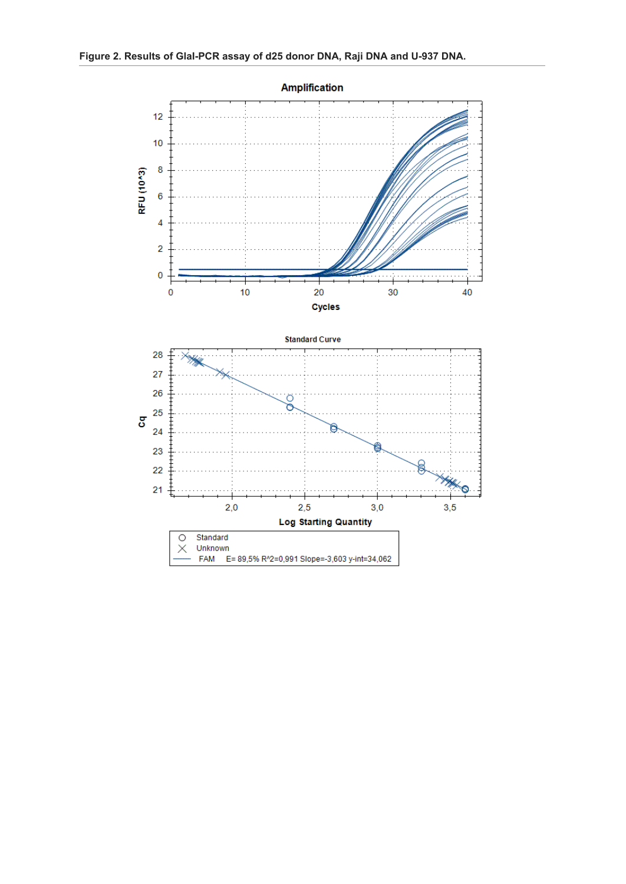**Figure 2. Results of GlaI-PCR assay of d25 donor DNA, Raji DNA and U-937 DNA.**

Amplification

Standard Curve

FAM E= 89,5% R^2=0,991 Slope=-3,603 y-int=34,062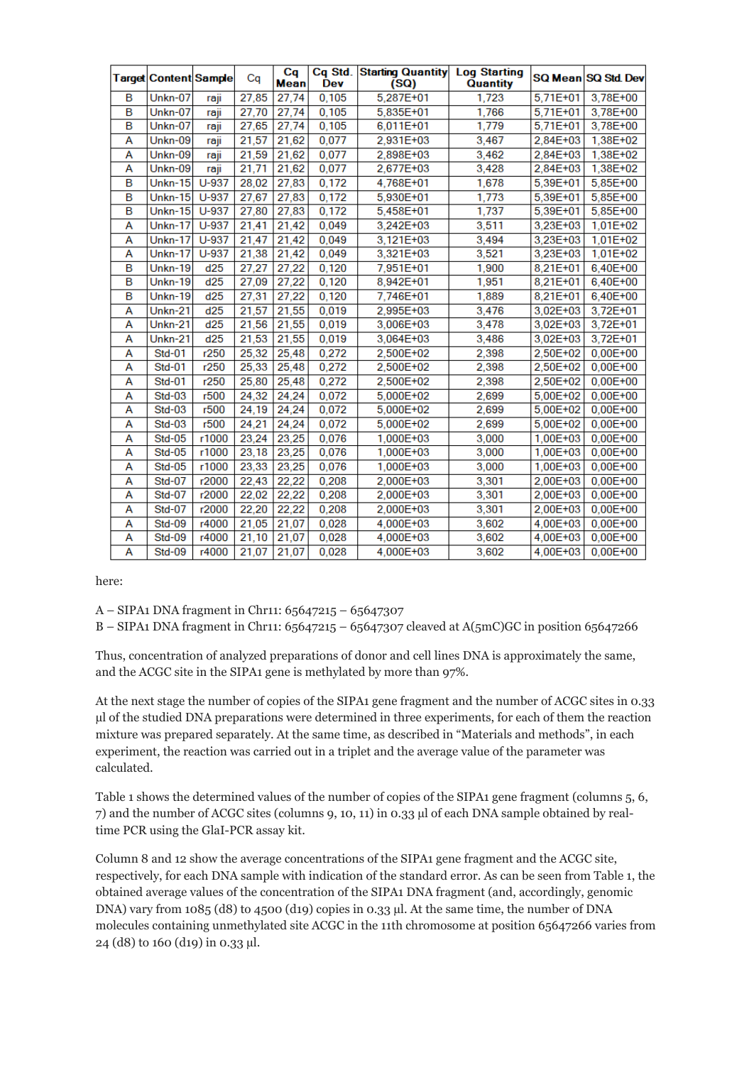| Target | Content | Sample | Cq | Cq Mean | Cq Std. Dev | Starting Quantity (SQ) | Log Starting Quantity | SQ Mean | SQ Std. Dev |
|---|---|---|---|---|---|---|---|---|---|
| B | Unkn-07 | raji | 27,85 | 27,74 | 0,105 | 5,287E+01 | 1,723 | 5,71E+01 | 3,78E+00 |
| B | Unkn-07 | raji | 27,70 | 27,74 | 0,105 | 5,835E+01 | 1,766 | 5,71E+01 | 3,78E+00 |
| B | Unkn-07 | raji | 27,65 | 27,74 | 0,105 | 6,011E+01 | 1,779 | 5,71E+01 | 3,78E+00 |
| A | Unkn-09 | raji | 21,57 | 21,62 | 0,077 | 2,931E+03 | 3,467 | 2,84E+03 | 1,38E+02 |
| A | Unkn-09 | raji | 21,59 | 21,62 | 0,077 | 2,898E+03 | 3,462 | 2,84E+03 | 1,38E+02 |
| A | Unkn-09 | raji | 21,71 | 21,62 | 0,077 | 2,677E+03 | 3,428 | 2,84E+03 | 1,38E+02 |
| B | Unkn-15 | U-937 | 28,02 | 27,83 | 0,172 | 4,768E+01 | 1,678 | 5,39E+01 | 5,85E+00 |
| B | Unkn-15 | U-937 | 27,67 | 27,83 | 0,172 | 5,930E+01 | 1,773 | 5,39E+01 | 5,85E+00 |
| B | Unkn-15 | U-937 | 27,80 | 27,83 | 0,172 | 5,458E+01 | 1,737 | 5,39E+01 | 5,85E+00 |
| A | Unkn-17 | U-937 | 21,41 | 21,42 | 0,049 | 3,242E+03 | 3,511 | 3,23E+03 | 1,01E+02 |
| A | Unkn-17 | U-937 | 21,47 | 21,42 | 0,049 | 3,121E+03 | 3,494 | 3,23E+03 | 1,01E+02 |
| A | Unkn-17 | U-937 | 21,38 | 21,42 | 0,049 | 3,321E+03 | 3,521 | 3,23E+03 | 1,01E+02 |
| B | Unkn-19 | d25 | 27,27 | 27,22 | 0,120 | 7,951E+01 | 1,900 | 8,21E+01 | 6,40E+00 |
| B | Unkn-19 | d25 | 27,09 | 27,22 | 0,120 | 8,942E+01 | 1,951 | 8,21E+01 | 6,40E+00 |
| B | Unkn-19 | d25 | 27,31 | 27,22 | 0,120 | 7,746E+01 | 1,889 | 8,21E+01 | 6,40E+00 |
| A | Unkn-21 | d25 | 21,57 | 21,55 | 0,019 | 2,995E+03 | 3,476 | 3,02E+03 | 3,72E+01 |
| A | Unkn-21 | d25 | 21,56 | 21,55 | 0,019 | 3,006E+03 | 3,478 | 3,02E+03 | 3,72E+01 |
| A | Unkn-21 | d25 | 21,53 | 21,55 | 0,019 | 3,064E+03 | 3,486 | 3,02E+03 | 3,72E+01 |
| A | Std-01 | r250 | 25,32 | 25,48 | 0,272 | 2,500E+02 | 2,398 | 2,50E+02 | 0,00E+00 |
| A | Std-01 | r250 | 25,33 | 25,48 | 0,272 | 2,500E+02 | 2,398 | 2,50E+02 | 0,00E+00 |
| A | Std-01 | r250 | 25,80 | 25,48 | 0,272 | 2,500E+02 | 2,398 | 2,50E+02 | 0,00E+00 |
| A | Std-03 | r500 | 24,32 | 24,24 | 0,072 | 5,000E+02 | 2,699 | 5,00E+02 | 0,00E+00 |
| A | Std-03 | r500 | 24,19 | 24,24 | 0,072 | 5,000E+02 | 2,699 | 5,00E+02 | 0,00E+00 |
| A | Std-03 | r500 | 24,21 | 24,24 | 0,072 | 5,000E+02 | 2,699 | 5,00E+02 | 0,00E+00 |
| A | Std-05 | r1000 | 23,24 | 23,25 | 0,076 | 1,000E+03 | 3,000 | 1,00E+03 | 0,00E+00 |
| A | Std-05 | r1000 | 23,18 | 23,25 | 0,076 | 1,000E+03 | 3,000 | 1,00E+03 | 0,00E+00 |
| A | Std-05 | r1000 | 23,33 | 23,25 | 0,076 | 1,000E+03 | 3,000 | 1,00E+03 | 0,00E+00 |
| A | Std-07 | r2000 | 22,43 | 22,22 | 0,208 | 2,000E+03 | 3,301 | 2,00E+03 | 0,00E+00 |
| A | Std-07 | r2000 | 22,02 | 22,22 | 0,208 | 2,000E+03 | 3,301 | 2,00E+03 | 0,00E+00 |
| A | Std-07 | r2000 | 22,20 | 22,22 | 0,208 | 2,000E+03 | 3,301 | 2,00E+03 | 0,00E+00 |
| A | Std-09 | r4000 | 21,05 | 21,07 | 0,028 | 4,000E+03 | 3,602 | 4,00E+03 | 0,00E+00 |
| A | Std-09 | r4000 | 21,10 | 21,07 | 0,028 | 4,000E+03 | 3,602 | 4,00E+03 | 0,00E+00 |
| A | Std-09 | r4000 | 21,07 | 21,07 | 0,028 | 4,000E+03 | 3,602 | 4,00E+03 | 0,00E+00 |

here:

A – SIPA1 DNA fragment in Chr11: 65647215 – 65647307
B – SIPA1 DNA fragment in Chr11: 65647215 – 65647307 cleaved at A(5mC)GC in position 65647266

Thus, concentration of analyzed preparations of donor and cell lines DNA is approximately the same, and the ACGC site in the SIPA1 gene is methylated by more than 97%.

At the next stage the number of copies of the SIPA1 gene fragment and the number of ACGC sites in 0.33 µl of the studied DNA preparations were determined in three experiments, for each of them the reaction mixture was prepared separately. At the same time, as described in "Materials and methods", in each experiment, the reaction was carried out in a triplet and the average value of the parameter was calculated.

Table 1 shows the determined values of the number of copies of the SIPA1 gene fragment (columns 5, 6, 7) and the number of ACGC sites (columns 9, 10, 11) in 0.33 µl of each DNA sample obtained by real-time PCR using the GlaI-PCR assay kit.

Column 8 and 12 show the average concentrations of the SIPA1 gene fragment and the ACGC site, respectively, for each DNA sample with indication of the standard error. As can be seen from Table 1, the obtained average values of the concentration of the SIPA1 DNA fragment (and, accordingly, genomic DNA) vary from 1085 (d8) to 4500 (d19) copies in 0.33 µl. At the same time, the number of DNA molecules containing unmethylated site ACGC in the 11th chromosome at position 65647266 varies from 24 (d8) to 160 (d19) in 0.33 µl.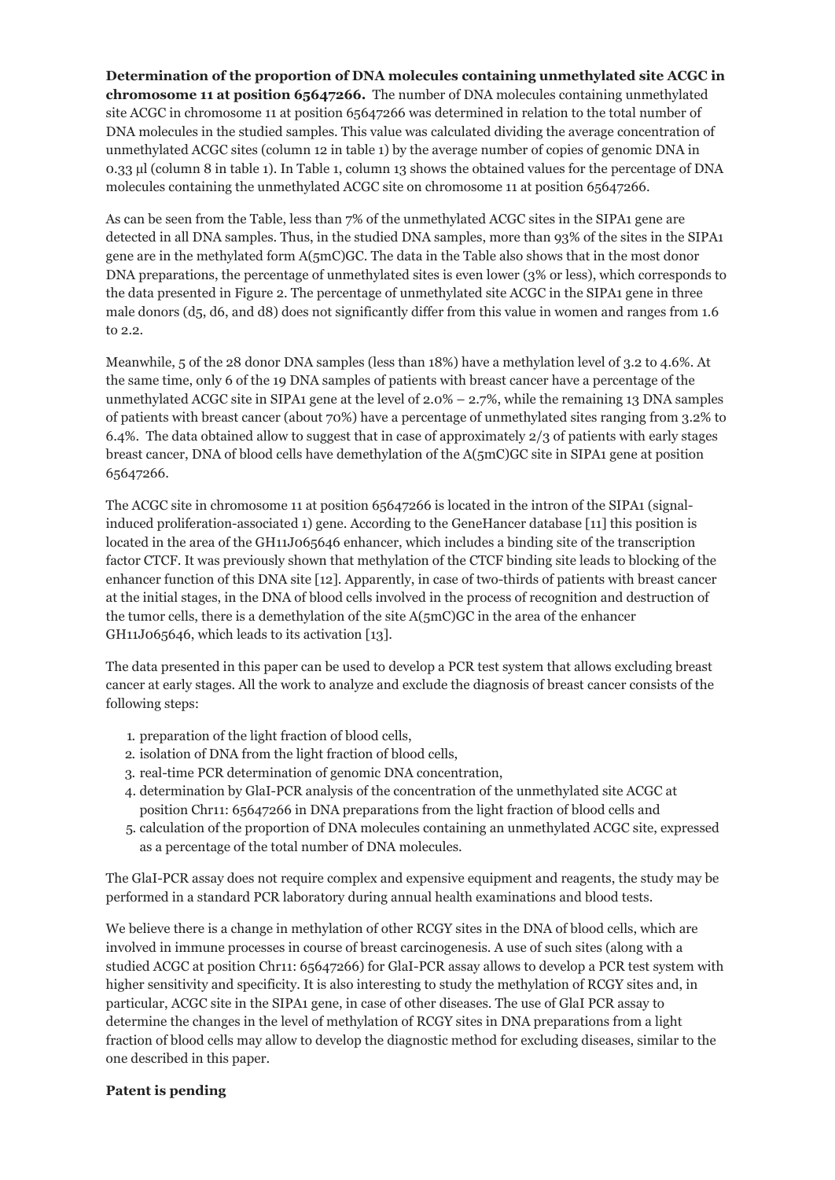**Determination of the proportion of DNA molecules containing unmethylated site ACGC in chromosome 11 at position 65647266.** The number of DNA molecules containing unmethylated site ACGC in chromosome 11 at position 65647266 was determined in relation to the total number of DNA molecules in the studied samples. This value was calculated dividing the average concentration of unmethylated ACGC sites (column 12 in table 1) by the average number of copies of genomic DNA in 0.33 µl (column 8 in table 1). In Table 1, column 13 shows the obtained values for the percentage of DNA molecules containing the unmethylated ACGC site on chromosome 11 at position 65647266.

As can be seen from the Table, less than 7% of the unmethylated ACGC sites in the SIPA1 gene are detected in all DNA samples. Thus, in the studied DNA samples, more than 93% of the sites in the SIPA1 gene are in the methylated form A(5mC)GC. The data in the Table also shows that in the most donor DNA preparations, the percentage of unmethylated sites is even lower (3% or less), which corresponds to the data presented in Figure 2. The percentage of unmethylated site ACGC in the SIPA1 gene in three male donors (d5, d6, and d8) does not significantly differ from this value in women and ranges from 1.6 to 2.2.

Meanwhile, 5 of the 28 donor DNA samples (less than 18%) have a methylation level of 3.2 to 4.6%. At the same time, only 6 of the 19 DNA samples of patients with breast cancer have a percentage of the unmethylated ACGC site in SIPA1 gene at the level of 2.0% – 2.7%, while the remaining 13 DNA samples of patients with breast cancer (about 70%) have a percentage of unmethylated sites ranging from 3.2% to 6.4%. The data obtained allow to suggest that in case of approximately 2/3 of patients with early stages breast cancer, DNA of blood cells have demethylation of the A(5mC)GC site in SIPA1 gene at position 65647266.

The ACGC site in chromosome 11 at position 65647266 is located in the intron of the SIPA1 (signal-induced proliferation-associated 1) gene. According to the GeneHancer database [11] this position is located in the area of the GH11J065646 enhancer, which includes a binding site of the transcription factor CTCF. It was previously shown that methylation of the CTCF binding site leads to blocking of the enhancer function of this DNA site [12]. Apparently, in case of two-thirds of patients with breast cancer at the initial stages, in the DNA of blood cells involved in the process of recognition and destruction of the tumor cells, there is a demethylation of the site A(5mC)GC in the area of the enhancer GH11J065646, which leads to its activation [13].

The data presented in this paper can be used to develop a PCR test system that allows excluding breast cancer at early stages. All the work to analyze and exclude the diagnosis of breast cancer consists of the following steps:

1. preparation of the light fraction of blood cells,
2. isolation of DNA from the light fraction of blood cells,
3. real-time PCR determination of genomic DNA concentration,
4. determination by GlaI-PCR analysis of the concentration of the unmethylated site ACGC at position Chr11: 65647266 in DNA preparations from the light fraction of blood cells and
5. calculation of the proportion of DNA molecules containing an unmethylated ACGC site, expressed as a percentage of the total number of DNA molecules.

The GlaI-PCR assay does not require complex and expensive equipment and reagents, the study may be performed in a standard PCR laboratory during annual health examinations and blood tests.

We believe there is a change in methylation of other RCGY sites in the DNA of blood cells, which are involved in immune processes in course of breast carcinogenesis. A use of such sites (along with a studied ACGC at position Chr11: 65647266) for GlaI-PCR assay allows to develop a PCR test system with higher sensitivity and specificity. It is also interesting to study the methylation of RCGY sites and, in particular, ACGC site in the SIPA1 gene, in case of other diseases. The use of GlaI PCR assay to determine the changes in the level of methylation of RCGY sites in DNA preparations from a light fraction of blood cells may allow to develop the diagnostic method for excluding diseases, similar to the one described in this paper.

**Patent is pending**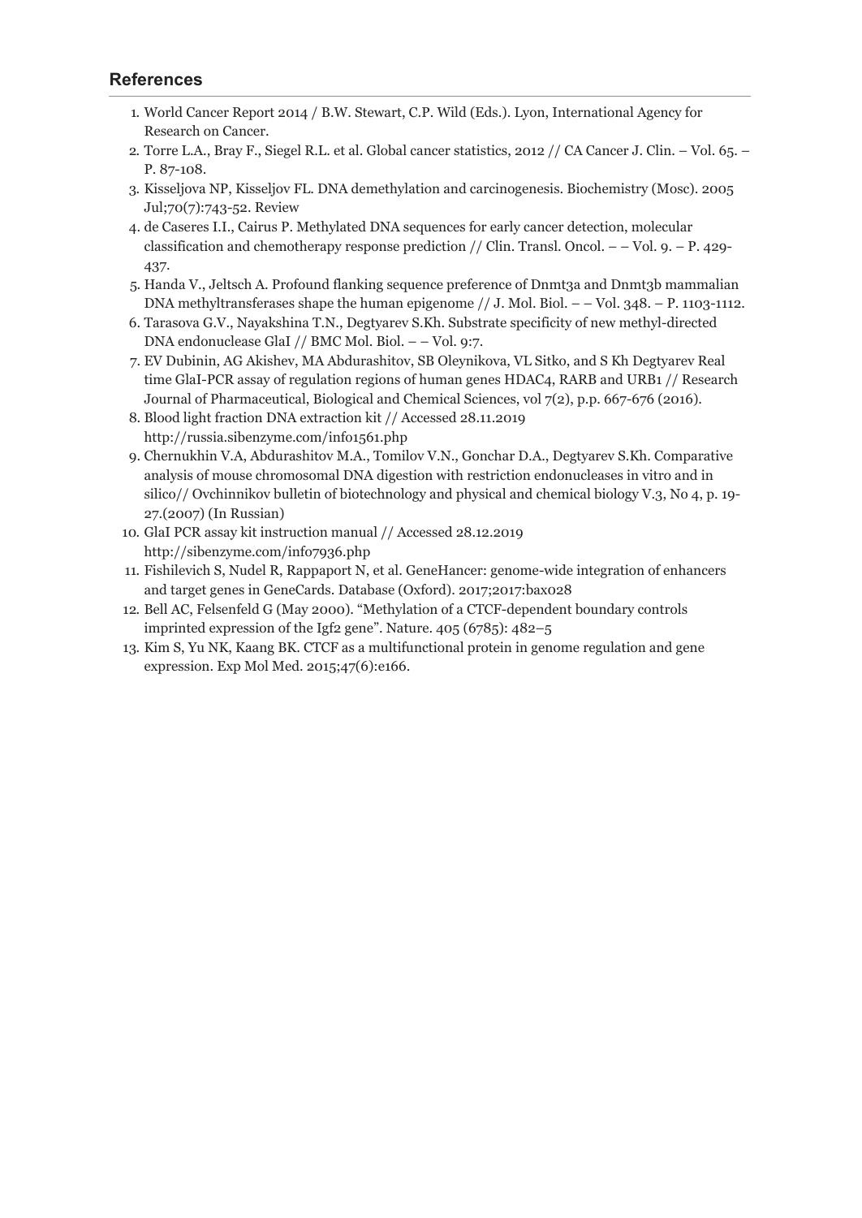## References

1. World Cancer Report 2014 / B.W. Stewart, C.P. Wild (Eds.). Lyon, International Agency for Research on Cancer.
2. Torre L.A., Bray F., Siegel R.L. et al. Global cancer statistics, 2012 // CA Cancer J. Clin. – Vol. 65. – P. 87-108.
3. Kisseljova NP, Kisseljov FL. DNA demethylation and carcinogenesis. Biochemistry (Mosc). 2005 Jul;70(7):743-52. Review
4. de Caseres I.I., Cairus P. Methylated DNA sequences for early cancer detection, molecular classification and chemotherapy response prediction // Clin. Transl. Oncol. – – Vol. 9. – P. 429-437.
5. Handa V., Jeltsch A. Profound flanking sequence preference of Dnmt3a and Dnmt3b mammalian DNA methyltransferases shape the human epigenome // J. Mol. Biol. – – Vol. 348. – P. 1103-1112.
6. Tarasova G.V., Nayakshina T.N., Degtyarev S.Kh. Substrate specificity of new methyl-directed DNA endonuclease GlaI // BMC Mol. Biol. – – Vol. 9:7.
7. EV Dubinin, AG Akishev, MA Abdurashitov, SB Oleynikova, VL Sitko, and S Kh Degtyarev Real time GlaI-PCR assay of regulation regions of human genes HDAC4, RARB and URB1 // Research Journal of Pharmaceutical, Biological and Chemical Sciences, vol 7(2), p.p. 667-676 (2016).
8. Blood light fraction DNA extraction kit // Accessed 28.11.2019 http://russia.sibenzyme.com/info1561.php
9. Chernukhin V.A, Abdurashitov M.A., Tomilov V.N., Gonchar D.A., Degtyarev S.Kh. Comparative analysis of mouse chromosomal DNA digestion with restriction endonucleases in vitro and in silico// Ovchinnikov bulletin of biotechnology and physical and chemical biology V.3, No 4, p. 19-27.(2007) (In Russian)
10. GlaI PCR assay kit instruction manual // Accessed 28.12.2019 http://sibenzyme.com/info7936.php
11. Fishilevich S, Nudel R, Rappaport N, et al. GeneHancer: genome-wide integration of enhancers and target genes in GeneCards. Database (Oxford). 2017;2017:bax028
12. Bell AC, Felsenfeld G (May 2000). "Methylation of a CTCF-dependent boundary controls imprinted expression of the Igf2 gene". Nature. 405 (6785): 482–5
13. Kim S, Yu NK, Kaang BK. CTCF as a multifunctional protein in genome regulation and gene expression. Exp Mol Med. 2015;47(6):e166.